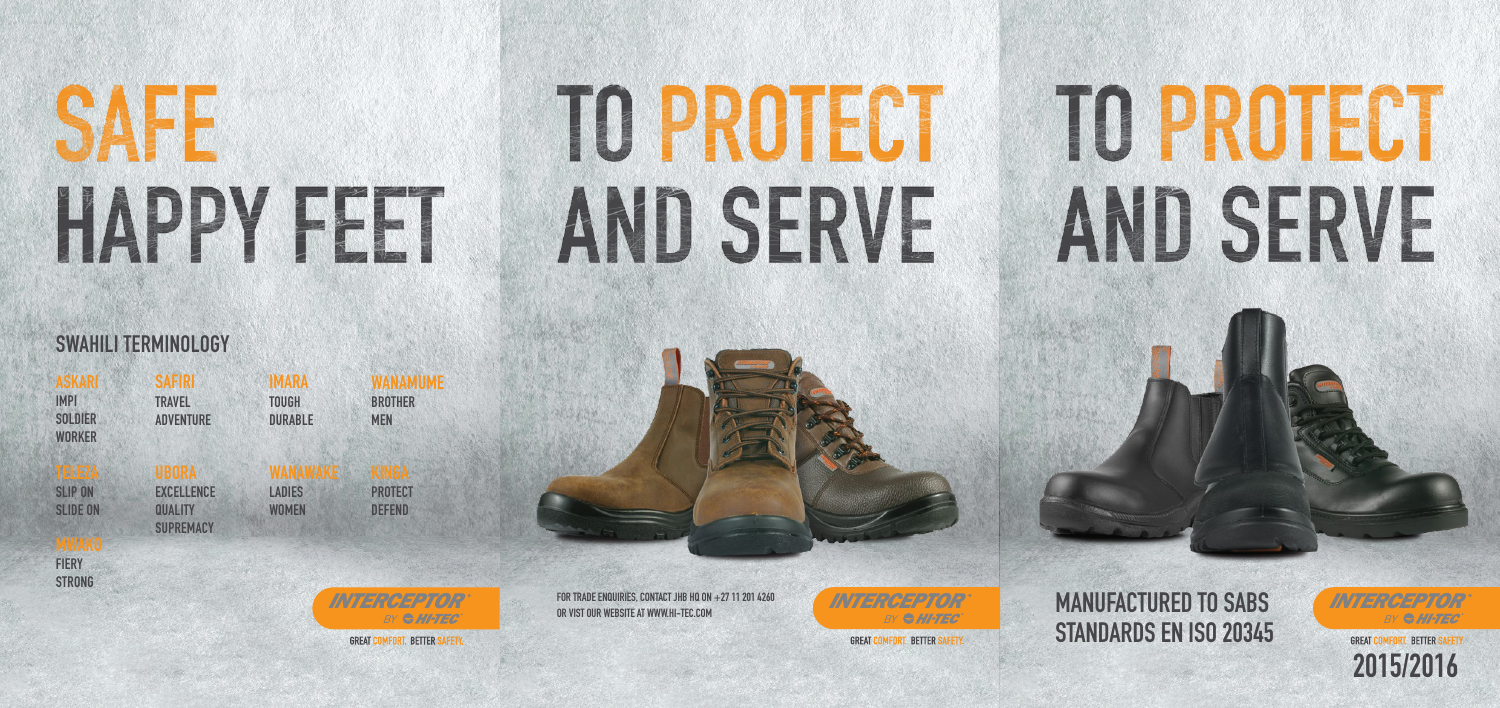# SAFE HAPPY FEET

## SWAHILI TERMINOLOGY

| ASKARI | SAFIRI | IMARA | WANAMUME |
| --- | --- | --- | --- |
| IMPI<br>SOLDIER<br>WORKER | TRAVEL<br>ADVENTURE | TOUGH<br>DURABLE | BROTHER<br>MEN |
| TELEZA | UBORA | WANAWAKE | KINGA |
| SLIP ON<br>SLIDE ON | EXCELLENCE<br>QUALITY<br>SUPREMACY | LADIES<br>WOMEN | PROTECT<br>DEFEND |
| MWAKO | | | |
| FIERY<br>STRONG | | | |

INTERCEPTOR BY HI-TEC

GREAT COMFORT. BETTER SAFETY.

# TO PROTECT AND SERVE

FOR TRADE ENQUIRIES, CONTACT JHB HQ ON +27 11 201 4260 OR VISIT OUR WEBSITE AT WWW.HI-TEC.COM

INTERCEPTOR BY HI-TEC

GREAT COMFORT. BETTER SAFETY.

# TO PROTECT AND SERVE

MANUFACTURED TO SABS STANDARDS EN ISO 20345

INTERCEPTOR BY HI-TEC

GREAT COMFORT. BETTER SAFETY.

2015/2016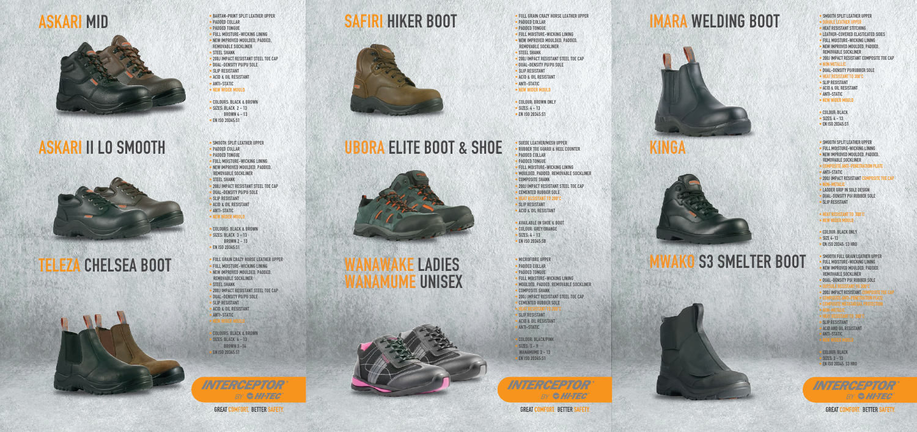# ASKARI MID

- BARTAN-PRINT SPLIT LEATHER UPPER
- PADDED COLLAR
- PADDED TONGUE
- FULL MOISTURE-WICKING LINING
- NEW IMPROVED MOULDED, PADDED, REMOVABLE SOCKLINER
- STEEL SHANK
- 200J IMPACT RESISTANT STEEL TOE CAP
- DUAL-DENSITY PU/PU SOLE
- SLIP RESISTANT
- ACID & OIL RESISTANT
- ANTI-STATIC
- NEW WIDER MOULD

- COLOURS: BLACK & BROWN
- SIZES: BLACK 2 - 13
  BROWN 4 - 13
- EN ISO 20345:S1

# ASKARI II LO SMOOTH

- SMOOTH SPLIT LEATHER UPPER
- PADDED COLLAR
- PADDED TONGUE
- FULL MOISTURE-WICKING LINING
- NEW IMPROVED MOULDED, PADDED, REMOVABLE SOCKLINER
- STEEL SHANK
- 200J IMPACT RESISTANT STEEL TOE CAP
- DUAL-DENSITY PU/PU SOLE
- SLIP RESISTANT
- ACID & OIL RESISTANT
- ANTI-STATIC
- NEW WIDER MOULD

- COLOURS: BLACK & BROWN
- SIZES: BLACK 3 - 13
  BROWN 2 - 13
- EN ISO 20345:S1

# TELEZA CHELSEA BOOT

- FULL GRAIN CRAZY HORSE LEATHER UPPER
- FULL MOISTURE-WICKING LINING
- NEW IMPROVED MOULDED, PADDED, REMOVABLE SOCKLINER
- STEEL SHANK
- 200J IMPACT RESISTANT STEEL TOE CAP
- DUAL-DENSITY PU/PU SOLE
- SLIP RESISTANT
- ACID & OIL RESISTANT
- ANTI-STATIC
- NEW WIDER MOULD

- COLOURS: BLACK & BROWN
- SIZES: BLACK 4 - 13
  BROWN 3 - 14
- EN ISO 20345:S1

# SAFIRI HIKER BOOT

- FULL GRAIN CRAZY HORSE LEATHER UPPER
- PADDED COLLAR
- PADDED TONGUE
- FULL MOISTURE-WICKING LINING
- NEW IMPROVED MOULDED, PADDED, REMOVABLE SOCKLINER
- STEEL SHANK
- 200J IMPACT RESISTANT STEEL TOE CAP
- DUAL-DENSITY PU/PU SOLE
- SLIP RESISTANT
- ACID & OIL RESISTANT
- ANTI-STATIC
- NEW WIDER MOULD

- COLOUR: BROWN ONLY
- SIZES: 4 - 13
- EN ISO 20345:S1

# UBORA ELITE BOOT & SHOE

- SUEDE LEATHER/MESH UPPER
- RUBBER TOE GUARD & HEEL COUNTER
- PADDED COLLAR
- PADDED TONGUE
- FULL MOISTURE-WICKING LINING
- MOULDED, PADDED, REMOVABLE SOCKLINER
- COMPOSITE SHANK
- 200J IMPACT RESISTANT STEEL TOE CAP
- CEMENTED RUBBER SOLE
- HEAT RESISTANT TO 300°C
- SLIP RESISTANT
- ACID & OIL RESISTANT

- AVAILABLE IN SHOE & BOOT
- COLOUR: GREY/ORANGE
- SIZES: 4 - 13
- EN ISO 20345:SB

# WANAWAKE LADIES WANAMUME UNISEX

- MICROFIBRE UPPER
- PADDED COLLAR
- PADDED TONGUE
- FULL MOISTURE-WICKING LINING
- MOULDED, PADDED, REMOVABLE SOCKLINER
- COMPOSITE SHANK
- 200J IMPACT RESISTANT STEEL TOE CAP
- CEMENTED RUBBER SOLE
- HEAT RESISTANT TO 300°C
- SLIP RESISTANT
- ACID & OIL RESISTANT
- ANTI-STATIC

- COLOUR: BLACK/PINK
- SIZES: 3 - 9
  WANAMUME 3 - 13
- EN ISO 20345:S1

# IMARA WELDING BOOT

- SMOOTH SPLIT LEATHER UPPER
- DOUBLE LEATHER UPPER
- HEAT RESISTANT STITCHING
- LEATHER-COVERED ELASTICATED SIDES
- FULL MOISTURE-WICKING LINING
- NEW IMPROVED MOULDED, PADDED, REMOVABLE SOCKLINER
- 200J IMPACT RESISTANT COMPOSITE TOE CAP
- NON-METALLIC
- DUAL-DENSITY PU/RUBBER SOLE
- HEAT RESISTANT TO 300°C
- SLIP RESISTANT
- ACID & OIL RESISTANT
- ANTI-STATIC
- NEW WIDER MOULD

- COLOUR: BLACK
- SIZES: 4 - 13
- EN ISO 20345:S1

# KINGA

- SMOOTH SPLIT LEATHER UPPER
- FULL MOISTURE-WICKING LINING
- NEW IMPROVED MOULDED, PADDED, REMOVABLE SOCKLINER
- COMPOSITE ANTI-PENETRATION PLATE
- ANTI-STATIC
- 200J IMPACT RESISTANT COMPOSITE TOE CAP
- NON-METALLIC
- LADDER GRIP IN SOLE DESIGN
- DUAL-DENSITY PU/ RUBBER SOLE
- SLIP RESISTANT

- HEAT RESISTANT TO 300°C
- NEW WIDER MOULD

- COLOUR: BLACK ONLY
- SIZE 4-13
- EN ISO 20345: S3 HRO

# MWAKO S3 SMELTER BOOT

- SMOOTH FULL GRAIN LEATHER UPPER
- FULL MOISTURE-WICKING LINING
- NEW IMPROVED MOULDED, PADDED, REMOVABLE SOCKLINER
- DUAL-DENSITY PU/ RUBBER SOLE
- UPPER HEAT RESISTANT TO 300°C
- 200J IMPACT RESISTANT COMPOSITE TOE CAP
- COMPOSITE ANTI-PENETRATION PLATE
- COMPOSITE METATARSAL PROTECTION
- NON-METALLIC
- HEAT RESISTANT TO 300°C
- SLIP RESISTANT
- ACID AND OIL RESISTANT
- ANTI-STATIC
- NEW WIDER MOULD

- COLOUR: BLACK
- SIZES: 3 - 13
- EN ISO 20345: S3 HRO

INTERCEPTOR® BY HI-TEC

GREAT COMFORT. BETTER SAFETY.